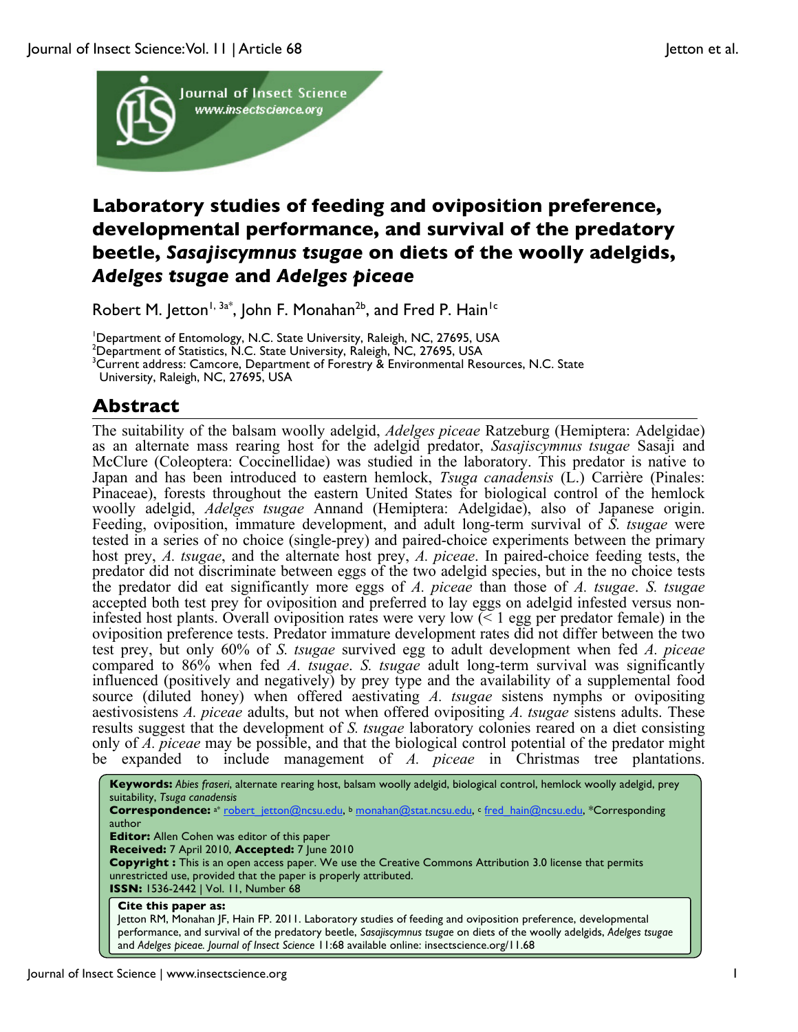# Laboratory studies of feeding and oviposition preference, developmental performance, and survival of the predatory beetle, *Sasajiscymnus tsugae* on diets of the woolly adelgids, *Adelges tsugae* and *Adelges piceae*

Robert M. Jetton[1, 3a*], John F. Monahan[2b], and Fred P. Hain[1c]

[1]Department of Entomology, N.C. State University, Raleigh, NC, 27695, USA
[2]Department of Statistics, N.C. State University, Raleigh, NC, 27695, USA
[3]Current address: Camcore, Department of Forestry & Environmental Resources, N.C. State University, Raleigh, NC, 27695, USA

## Abstract

The suitability of the balsam woolly adelgid, *Adelges piceae* Ratzeburg (Hemiptera: Adelgidae) as an alternate mass rearing host for the adelgid predator, *Sasajiscymnus tsugae* Sasaji and McClure (Coleoptera: Coccinellidae) was studied in the laboratory. This predator is native to Japan and has been introduced to eastern hemlock, *Tsuga canadensis* (L.) Carrière (Pinales: Pinaceae), forests throughout the eastern United States for biological control of the hemlock woolly adelgid, *Adelges tsugae* Annand (Hemiptera: Adelgidae), also of Japanese origin. Feeding, oviposition, immature development, and adult long-term survival of *S. tsugae* were tested in a series of no choice (single-prey) and paired-choice experiments between the primary host prey, *A. tsugae*, and the alternate host prey, *A. piceae*. In paired-choice feeding tests, the predator did not discriminate between eggs of the two adelgid species, but in the no choice tests the predator did eat significantly more eggs of *A. piceae* than those of *A. tsugae*. *S. tsugae* accepted both test prey for oviposition and preferred to lay eggs on adelgid infested versus non-infested host plants. Overall oviposition rates were very low (< 1 egg per predator female) in the oviposition preference tests. Predator immature development rates did not differ between the two test prey, but only 60% of *S. tsugae* survived egg to adult development when fed *A. piceae* compared to 86% when fed *A. tsugae*. *S. tsugae* adult long-term survival was significantly influenced (positively and negatively) by prey type and the availability of a supplemental food source (diluted honey) when offered aestivating *A. tsugae* sistens nymphs or ovipositing aestivosistens *A. piceae* adults, but not when offered ovipositing *A. tsugae* sistens adults. These results suggest that the development of *S. tsugae* laboratory colonies reared on a diet consisting only of *A. piceae* may be possible, and that the biological control potential of the predator might be expanded to include management of *A. piceae* in Christmas tree plantations.

**Keywords:** *Abies fraseri*, alternate rearing host, balsam woolly adelgid, biological control, hemlock woolly adelgid, prey suitability, *Tsuga canadensis*
**Correspondence:** [a]* robert_jetton@ncsu.edu, [b] monahan@stat.ncsu.edu, [c] fred_hain@ncsu.edu, *Corresponding author
**Editor:** Allen Cohen was editor of this paper
**Received:** 7 April 2010, **Accepted:** 7 June 2010
**Copyright :** This is an open access paper. We use the Creative Commons Attribution 3.0 license that permits unrestricted use, provided that the paper is properly attributed.
**ISSN:** 1536-2442 | Vol. 11, Number 68

**Cite this paper as:**
Jetton RM, Monahan JF, Hain FP. 2011. Laboratory studies of feeding and oviposition preference, developmental performance, and survival of the predatory beetle, *Sasajiscymnus tsugae* on diets of the woolly adelgids, *Adelges tsugae* and *Adelges piceae*. *Journal of Insect Science* 11:68 available online: insectscience.org/11.68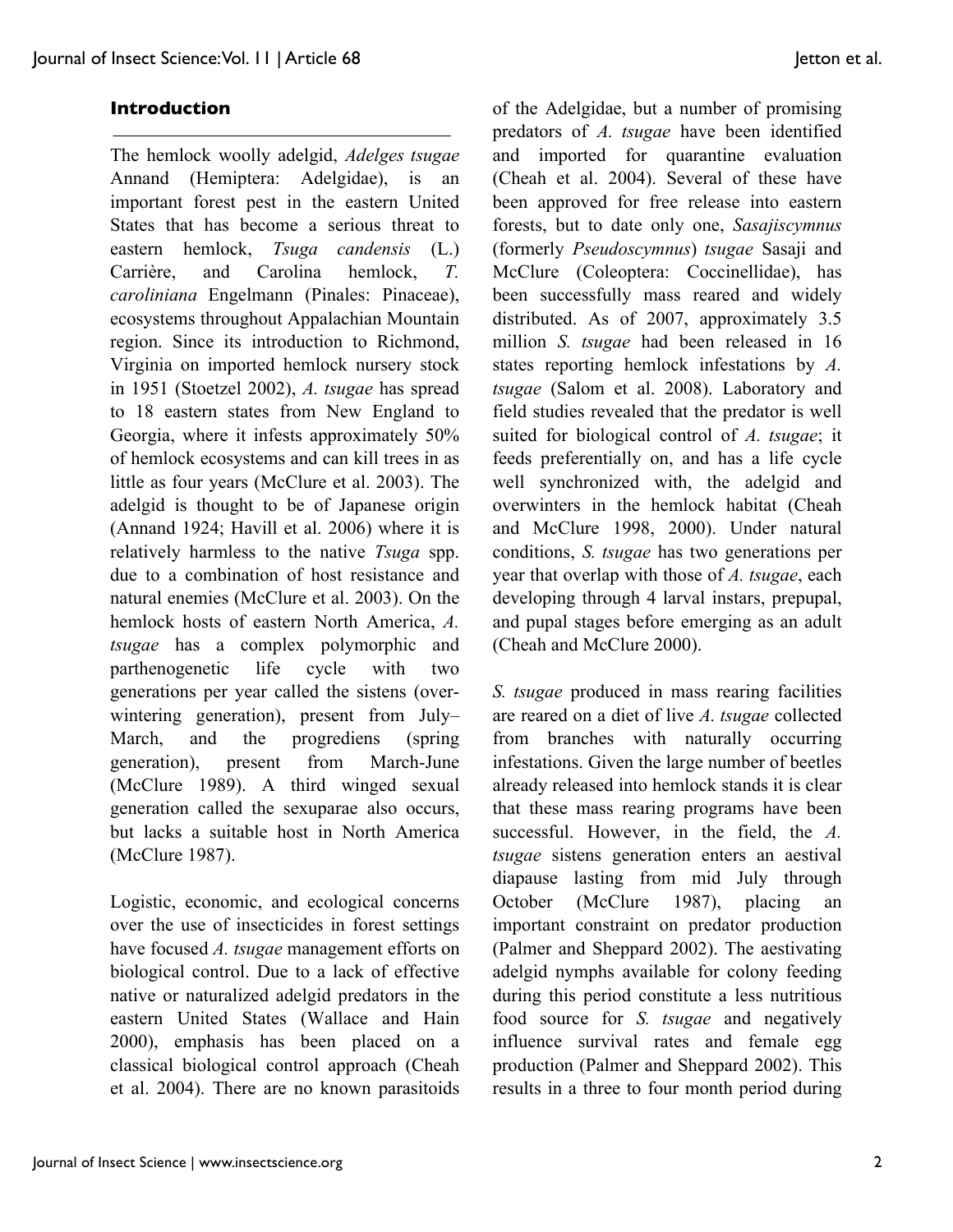## Introduction

The hemlock woolly adelgid, *Adelges tsugae* Annand (Hemiptera: Adelgidae), is an important forest pest in the eastern United States that has become a serious threat to eastern hemlock, *Tsuga candensis* (L.) Carrière, and Carolina hemlock, *T. caroliniana* Engelmann (Pinales: Pinaceae), ecosystems throughout Appalachian Mountain region. Since its introduction to Richmond, Virginia on imported hemlock nursery stock in 1951 (Stoetzel 2002), *A. tsugae* has spread to 18 eastern states from New England to Georgia, where it infests approximately 50% of hemlock ecosystems and can kill trees in as little as four years (McClure et al. 2003). The adelgid is thought to be of Japanese origin (Annand 1924; Havill et al. 2006) where it is relatively harmless to the native *Tsuga* spp. due to a combination of host resistance and natural enemies (McClure et al. 2003). On the hemlock hosts of eastern North America, *A. tsugae* has a complex polymorphic and parthenogenetic life cycle with two generations per year called the sistens (over-wintering generation), present from July–March, and the progrediens (spring generation), present from March-June (McClure 1989). A third winged sexual generation called the sexuparae also occurs, but lacks a suitable host in North America (McClure 1987).

Logistic, economic, and ecological concerns over the use of insecticides in forest settings have focused *A. tsugae* management efforts on biological control. Due to a lack of effective native or naturalized adelgid predators in the eastern United States (Wallace and Hain 2000), emphasis has been placed on a classical biological control approach (Cheah et al. 2004). There are no known parasitoids of the Adelgidae, but a number of promising predators of *A. tsugae* have been identified and imported for quarantine evaluation (Cheah et al. 2004). Several of these have been approved for free release into eastern forests, but to date only one, *Sasajiscymnus* (formerly *Pseudoscymnus*) *tsugae* Sasaji and McClure (Coleoptera: Coccinellidae), has been successfully mass reared and widely distributed. As of 2007, approximately 3.5 million *S. tsugae* had been released in 16 states reporting hemlock infestations by *A. tsugae* (Salom et al. 2008). Laboratory and field studies revealed that the predator is well suited for biological control of *A. tsugae*; it feeds preferentially on, and has a life cycle well synchronized with, the adelgid and overwinters in the hemlock habitat (Cheah and McClure 1998, 2000). Under natural conditions, *S. tsugae* has two generations per year that overlap with those of *A. tsugae*, each developing through 4 larval instars, prepupal, and pupal stages before emerging as an adult (Cheah and McClure 2000).

*S. tsugae* produced in mass rearing facilities are reared on a diet of live *A. tsugae* collected from branches with naturally occurring infestations. Given the large number of beetles already released into hemlock stands it is clear that these mass rearing programs have been successful. However, in the field, the *A. tsugae* sistens generation enters an aestival diapause lasting from mid July through October (McClure 1987), placing an important constraint on predator production (Palmer and Sheppard 2002). The aestivating adelgid nymphs available for colony feeding during this period constitute a less nutritious food source for *S. tsugae* and negatively influence survival rates and female egg production (Palmer and Sheppard 2002). This results in a three to four month period during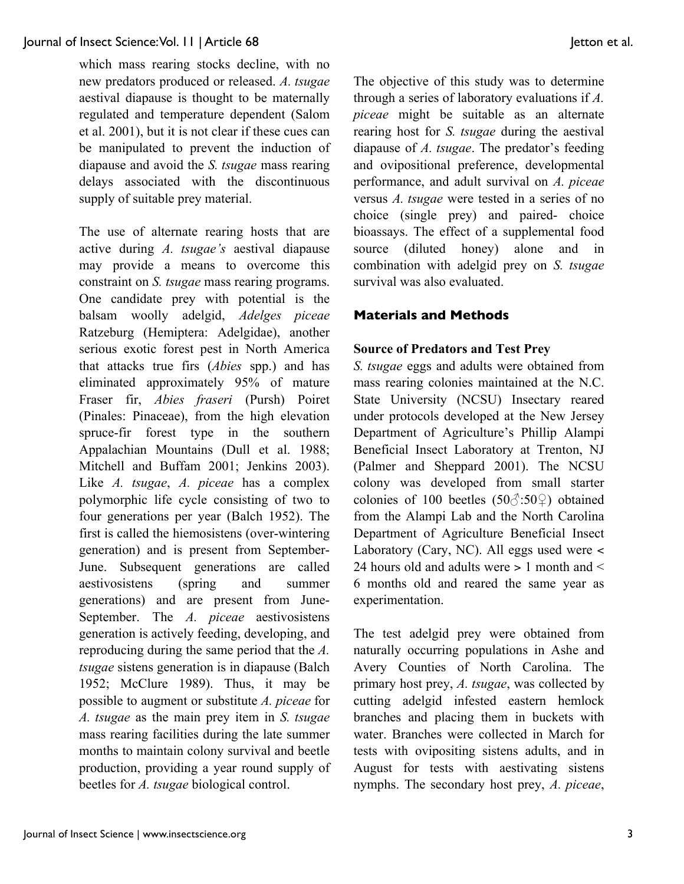which mass rearing stocks decline, with no new predators produced or released. *A. tsugae* aestival diapause is thought to be maternally regulated and temperature dependent (Salom et al. 2001), but it is not clear if these cues can be manipulated to prevent the induction of diapause and avoid the *S. tsugae* mass rearing delays associated with the discontinuous supply of suitable prey material.

The use of alternate rearing hosts that are active during *A. tsugae's* aestival diapause may provide a means to overcome this constraint on *S. tsugae* mass rearing programs. One candidate prey with potential is the balsam woolly adelgid, *Adelges piceae* Ratzeburg (Hemiptera: Adelgidae), another serious exotic forest pest in North America that attacks true firs (*Abies* spp.) and has eliminated approximately 95% of mature Fraser fir, *Abies fraseri* (Pursh) Poiret (Pinales: Pinaceae), from the high elevation spruce-fir forest type in the southern Appalachian Mountains (Dull et al. 1988; Mitchell and Buffam 2001; Jenkins 2003). Like *A. tsugae*, *A. piceae* has a complex polymorphic life cycle consisting of two to four generations per year (Balch 1952). The first is called the hiemosistens (over-wintering generation) and is present from September-June. Subsequent generations are called aestivosistens (spring and summer generations) and are present from June-September. The *A. piceae* aestivosistens generation is actively feeding, developing, and reproducing during the same period that the *A. tsugae* sistens generation is in diapause (Balch 1952; McClure 1989). Thus, it may be possible to augment or substitute *A. piceae* for *A. tsugae* as the main prey item in *S. tsugae* mass rearing facilities during the late summer months to maintain colony survival and beetle production, providing a year round supply of beetles for *A. tsugae* biological control.

The objective of this study was to determine through a series of laboratory evaluations if *A. piceae* might be suitable as an alternate rearing host for *S. tsugae* during the aestival diapause of *A. tsugae*. The predator's feeding and ovipositional preference, developmental performance, and adult survival on *A. piceae* versus *A. tsugae* were tested in a series of no choice (single prey) and paired- choice bioassays. The effect of a supplemental food source (diluted honey) alone and in combination with adelgid prey on *S. tsugae* survival was also evaluated.

## Materials and Methods

### Source of Predators and Test Prey

*S. tsugae* eggs and adults were obtained from mass rearing colonies maintained at the N.C. State University (NCSU) Insectary reared under protocols developed at the New Jersey Department of Agriculture's Phillip Alampi Beneficial Insect Laboratory at Trenton, NJ (Palmer and Sheppard 2001). The NCSU colony was developed from small starter colonies of 100 beetles (50♂:50♀) obtained from the Alampi Lab and the North Carolina Department of Agriculture Beneficial Insect Laboratory (Cary, NC). All eggs used were < 24 hours old and adults were > 1 month and < 6 months old and reared the same year as experimentation.

The test adelgid prey were obtained from naturally occurring populations in Ashe and Avery Counties of North Carolina. The primary host prey, *A. tsugae*, was collected by cutting adelgid infested eastern hemlock branches and placing them in buckets with water. Branches were collected in March for tests with ovipositing sistens adults, and in August for tests with aestivating sistens nymphs. The secondary host prey, *A. piceae*,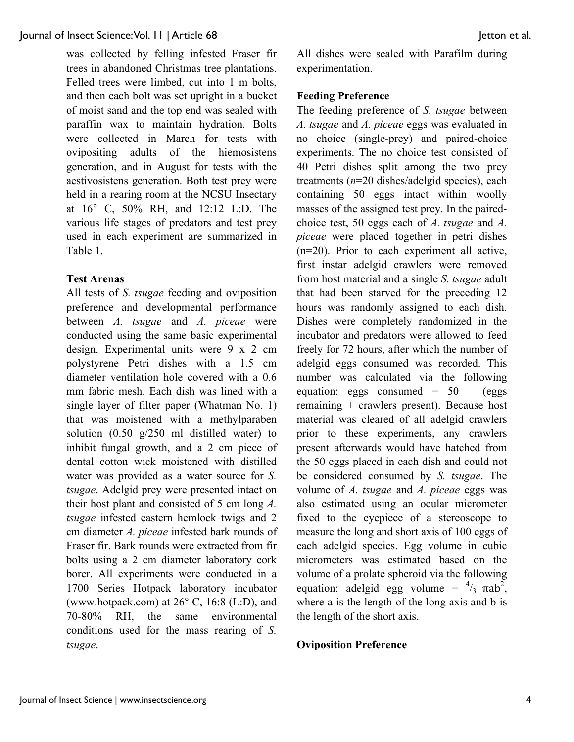was collected by felling infested Fraser fir trees in abandoned Christmas tree plantations. Felled trees were limbed, cut into 1 m bolts, and then each bolt was set upright in a bucket of moist sand and the top end was sealed with paraffin wax to maintain hydration. Bolts were collected in March for tests with ovipositing adults of the hiemosistens generation, and in August for tests with the aestivosistens generation. Both test prey were held in a rearing room at the NCSU Insectary at 16° C, 50% RH, and 12:12 L:D. The various life stages of predators and test prey used in each experiment are summarized in Table 1.

**Test Arenas**

All tests of *S. tsugae* feeding and oviposition preference and developmental performance between *A. tsugae* and *A. piceae* were conducted using the same basic experimental design. Experimental units were 9 x 2 cm polystyrene Petri dishes with a 1.5 cm diameter ventilation hole covered with a 0.6 mm fabric mesh. Each dish was lined with a single layer of filter paper (Whatman No. 1) that was moistened with a methylparaben solution (0.50 g/250 ml distilled water) to inhibit fungal growth, and a 2 cm piece of dental cotton wick moistened with distilled water was provided as a water source for *S. tsugae*. Adelgid prey were presented intact on their host plant and consisted of 5 cm long *A. tsugae* infested eastern hemlock twigs and 2 cm diameter *A. piceae* infested bark rounds of Fraser fir. Bark rounds were extracted from fir bolts using a 2 cm diameter laboratory cork borer. All experiments were conducted in a 1700 Series Hotpack laboratory incubator (www.hotpack.com) at 26° C, 16:8 (L:D), and 70-80% RH, the same environmental conditions used for the mass rearing of *S. tsugae*. All dishes were sealed with Parafilm during experimentation.

**Feeding Preference**

The feeding preference of *S. tsugae* between *A. tsugae* and *A. piceae* eggs was evaluated in no choice (single-prey) and paired-choice experiments. The no choice test consisted of 40 Petri dishes split among the two prey treatments ($n$=20 dishes/adelgid species), each containing 50 eggs intact within woolly masses of the assigned test prey. In the paired-choice test, 50 eggs each of *A. tsugae* and *A. piceae* were placed together in petri dishes (n=20). Prior to each experiment all active, first instar adelgid crawlers were removed from host material and a single *S. tsugae* adult that had been starved for the preceding 12 hours was randomly assigned to each dish. Dishes were completely randomized in the incubator and predators were allowed to feed freely for 72 hours, after which the number of adelgid eggs consumed was recorded. This number was calculated via the following equation: eggs consumed = 50 – (eggs remaining + crawlers present). Because host material was cleared of all adelgid crawlers prior to these experiments, any crawlers present afterwards would have hatched from the 50 eggs placed in each dish and could not be considered consumed by *S. tsugae*. The volume of *A. tsugae* and *A. piceae* eggs was also estimated using an ocular micrometer fixed to the eyepiece of a stereoscope to measure the long and short axis of 100 eggs of each adelgid species. Egg volume in cubic micrometers was estimated based on the volume of a prolate spheroid via the following equation: adelgid egg volume = $^{4}/_{3}\ \pi ab^{2}$, where a is the length of the long axis and b is the length of the short axis.

**Oviposition Preference**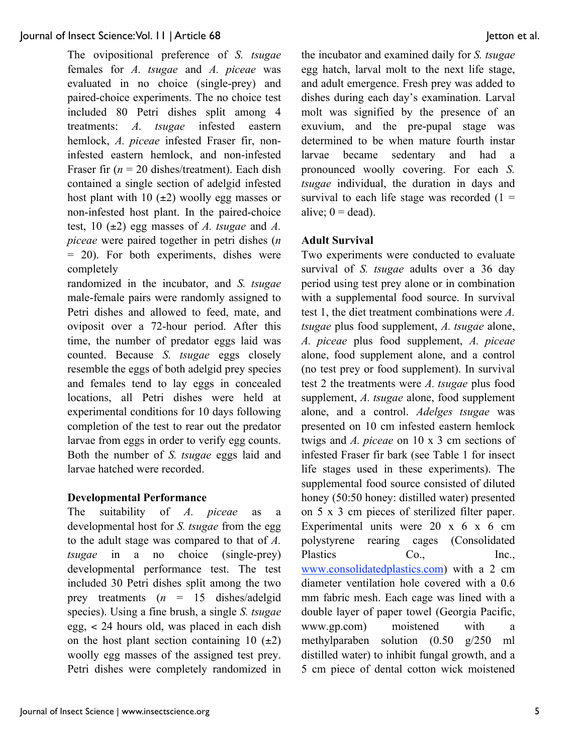The ovipositional preference of *S. tsugae* females for *A. tsugae* and *A. piceae* was evaluated in no choice (single-prey) and paired-choice experiments. The no choice test included 80 Petri dishes split among 4 treatments: *A. tsugae* infested eastern hemlock, *A. piceae* infested Fraser fir, non-infested eastern hemlock, and non-infested Fraser fir (*n* = 20 dishes/treatment). Each dish contained a single section of adelgid infested host plant with 10 (±2) woolly egg masses or non-infested host plant. In the paired-choice test, 10 (±2) egg masses of *A. tsugae* and *A. piceae* were paired together in petri dishes (*n* = 20). For both experiments, dishes were completely randomized in the incubator, and *S. tsugae* male-female pairs were randomly assigned to Petri dishes and allowed to feed, mate, and oviposit over a 72-hour period. After this time, the number of predator eggs laid was counted. Because *S. tsugae* eggs closely resemble the eggs of both adelgid prey species and females tend to lay eggs in concealed locations, all Petri dishes were held at experimental conditions for 10 days following completion of the test to rear out the predator larvae from eggs in order to verify egg counts. Both the number of *S. tsugae* eggs laid and larvae hatched were recorded.

**Developmental Performance**

The suitability of *A. piceae* as a developmental host for *S. tsugae* from the egg to the adult stage was compared to that of *A. tsugae* in a no choice (single-prey) developmental performance test. The test included 30 Petri dishes split among the two prey treatments (*n* = 15 dishes/adelgid species). Using a fine brush, a single *S. tsugae* egg, < 24 hours old, was placed in each dish on the host plant section containing 10 (±2) woolly egg masses of the assigned test prey. Petri dishes were completely randomized in the incubator and examined daily for *S. tsugae* egg hatch, larval molt to the next life stage, and adult emergence. Fresh prey was added to dishes during each day's examination. Larval molt was signified by the presence of an exuvium, and the pre-pupal stage was determined to be when mature fourth instar larvae became sedentary and had a pronounced woolly covering. For each *S. tsugae* individual, the duration in days and survival to each life stage was recorded (1 = alive; 0 = dead).

**Adult Survival**

Two experiments were conducted to evaluate survival of *S. tsugae* adults over a 36 day period using test prey alone or in combination with a supplemental food source. In survival test 1, the diet treatment combinations were *A. tsugae* plus food supplement, *A. tsugae* alone, *A. piceae* plus food supplement, *A. piceae* alone, food supplement alone, and a control (no test prey or food supplement). In survival test 2 the treatments were *A. tsugae* plus food supplement, *A. tsugae* alone, food supplement alone, and a control. *Adelges tsugae* was presented on 10 cm infested eastern hemlock twigs and *A. piceae* on 10 x 3 cm sections of infested Fraser fir bark (see Table 1 for insect life stages used in these experiments). The supplemental food source consisted of diluted honey (50:50 honey: distilled water) presented on 5 x 3 cm pieces of sterilized filter paper. Experimental units were 20 x 6 x 6 cm polystyrene rearing cages (Consolidated Plastics Co., Inc., www.consolidatedplastics.com) with a 2 cm diameter ventilation hole covered with a 0.6 mm fabric mesh. Each cage was lined with a double layer of paper towel (Georgia Pacific, www.gp.com) moistened with a methylparaben solution (0.50 g/250 ml distilled water) to inhibit fungal growth, and a 5 cm piece of dental cotton wick moistened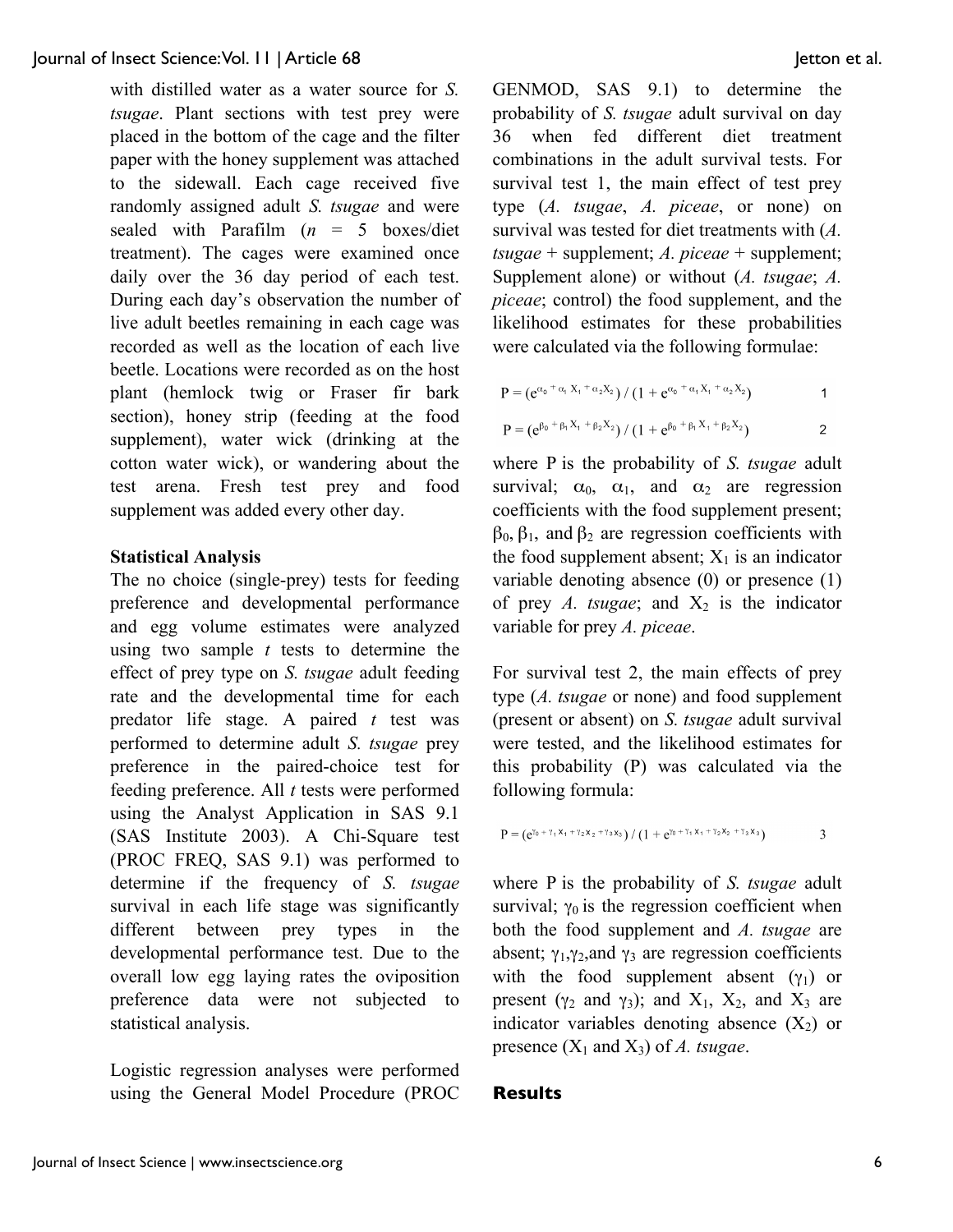with distilled water as a water source for *S. tsugae*. Plant sections with test prey were placed in the bottom of the cage and the filter paper with the honey supplement was attached to the sidewall. Each cage received five randomly assigned adult *S. tsugae* and were sealed with Parafilm ($n$ = 5 boxes/diet treatment). The cages were examined once daily over the 36 day period of each test. During each day's observation the number of live adult beetles remaining in each cage was recorded as well as the location of each live beetle. Locations were recorded as on the host plant (hemlock twig or Fraser fir bark section), honey strip (feeding at the food supplement), water wick (drinking at the cotton water wick), or wandering about the test arena. Fresh test prey and food supplement was added every other day.

**Statistical Analysis**

The no choice (single-prey) tests for feeding preference and developmental performance and egg volume estimates were analyzed using two sample *t* tests to determine the effect of prey type on *S. tsugae* adult feeding rate and the developmental time for each predator life stage. A paired *t* test was performed to determine adult *S. tsugae* prey preference in the paired-choice test for feeding preference. All *t* tests were performed using the Analyst Application in SAS 9.1 (SAS Institute 2003). A Chi-Square test (PROC FREQ, SAS 9.1) was performed to determine if the frequency of *S. tsugae* survival in each life stage was significantly different between prey types in the developmental performance test. Due to the overall low egg laying rates the oviposition preference data were not subjected to statistical analysis.

Logistic regression analyses were performed using the General Model Procedure (PROC GENMOD, SAS 9.1) to determine the probability of *S. tsugae* adult survival on day 36 when fed different diet treatment combinations in the adult survival tests. For survival test 1, the main effect of test prey type (*A. tsugae*, *A. piceae*, or none) on survival was tested for diet treatments with (*A. tsugae* + supplement; *A. piceae* + supplement; Supplement alone) or without (*A. tsugae*; *A. piceae*; control) the food supplement, and the likelihood estimates for these probabilities were calculated via the following formulae:

$$P = (e^{\alpha_0 + \alpha_1 X_1 + \alpha_2 X_2}) / (1 + e^{\alpha_0 + \alpha_1 X_1 + \alpha_2 X_2}) \qquad 1$$

$$P = (e^{\beta_0 + \beta_1 X_1 + \beta_2 X_2}) / (1 + e^{\beta_0 + \beta_1 X_1 + \beta_2 X_2}) \qquad 2$$

where P is the probability of *S. tsugae* adult survival; $\alpha_0$, $\alpha_1$, and $\alpha_2$ are regression coefficients with the food supplement present; $\beta_0$, $\beta_1$, and $\beta_2$ are regression coefficients with the food supplement absent; $X_1$ is an indicator variable denoting absence (0) or presence (1) of prey *A. tsugae*; and $X_2$ is the indicator variable for prey *A. piceae*.

For survival test 2, the main effects of prey type (*A. tsugae* or none) and food supplement (present or absent) on *S. tsugae* adult survival were tested, and the likelihood estimates for this probability (P) was calculated via the following formula:

$$P = (e^{\gamma_0 + \gamma_1 X_1 + \gamma_2 X_2 + \gamma_3 X_3}) / (1 + e^{\gamma_0 + \gamma_1 X_1 + \gamma_2 X_2 + \gamma_3 X_3}) \qquad 3$$

where P is the probability of *S. tsugae* adult survival; $\gamma_0$ is the regression coefficient when both the food supplement and *A. tsugae* are absent; $\gamma_1$,$\gamma_2$,and $\gamma_3$ are regression coefficients with the food supplement absent ($\gamma_1$) or present ($\gamma_2$ and $\gamma_3$); and $X_1$, $X_2$, and $X_3$ are indicator variables denoting absence ($X_2$) or presence ($X_1$ and $X_3$) of *A. tsugae*.

## Results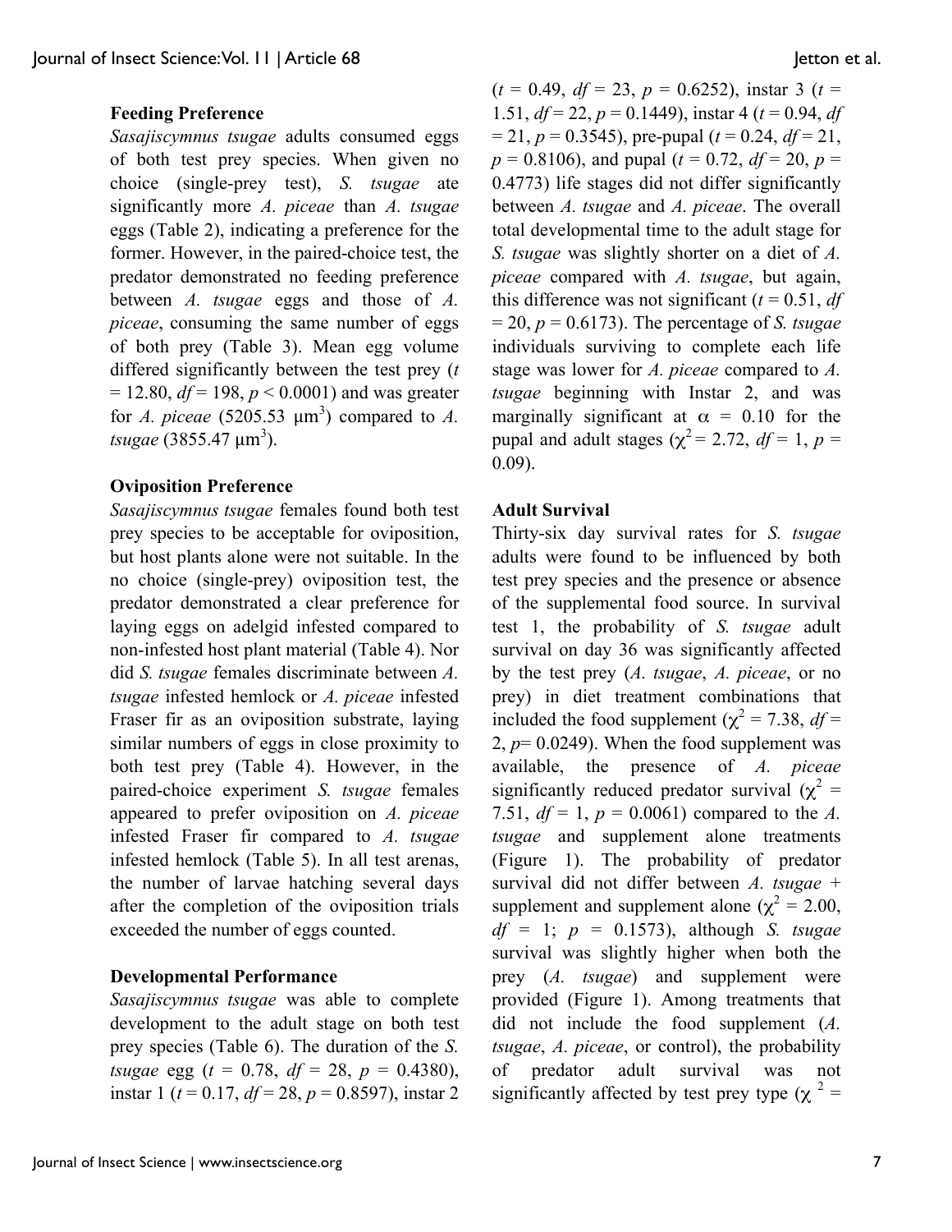### Feeding Preference

*Sasajiscymnus tsugae* adults consumed eggs of both test prey species. When given no choice (single-prey test), *S. tsugae* ate significantly more *A. piceae* than *A. tsugae* eggs (Table 2), indicating a preference for the former. However, in the paired-choice test, the predator demonstrated no feeding preference between *A. tsugae* eggs and those of *A. piceae*, consuming the same number of eggs of both prey (Table 3). Mean egg volume differed significantly between the test prey ($t = 12.80$, $df = 198$, $p < 0.0001$) and was greater for *A. piceae* (5205.53 $\mu m^3$) compared to *A. tsugae* (3855.47 $\mu m^3$).

### Oviposition Preference

*Sasajiscymnus tsugae* females found both test prey species to be acceptable for oviposition, but host plants alone were not suitable. In the no choice (single-prey) oviposition test, the predator demonstrated a clear preference for laying eggs on adelgid infested compared to non-infested host plant material (Table 4). Nor did *S. tsugae* females discriminate between *A. tsugae* infested hemlock or *A. piceae* infested Fraser fir as an oviposition substrate, laying similar numbers of eggs in close proximity to both test prey (Table 4). However, in the paired-choice experiment *S. tsugae* females appeared to prefer oviposition on *A. piceae* infested Fraser fir compared to *A. tsugae* infested hemlock (Table 5). In all test arenas, the number of larvae hatching several days after the completion of the oviposition trials exceeded the number of eggs counted.

### Developmental Performance

*Sasajiscymnus tsugae* was able to complete development to the adult stage on both test prey species (Table 6). The duration of the *S. tsugae* egg ($t = 0.78$, $df = 28$, $p = 0.4380$), instar 1 ($t = 0.17$, $df = 28$, $p = 0.8597$), instar 2 ($t = 0.49$, $df = 23$, $p = 0.6252$), instar 3 ($t = 1.51$, $df = 22$, $p = 0.1449$), instar 4 ($t = 0.94$, $df = 21$, $p = 0.3545$), pre-pupal ($t = 0.24$, $df = 21$, $p = 0.8106$), and pupal ($t = 0.72$, $df = 20$, $p = 0.4773$) life stages did not differ significantly between *A. tsugae* and *A. piceae*. The overall total developmental time to the adult stage for *S. tsugae* was slightly shorter on a diet of *A. piceae* compared with *A. tsugae*, but again, this difference was not significant ($t = 0.51$, $df = 20$, $p = 0.6173$). The percentage of *S. tsugae* individuals surviving to complete each life stage was lower for *A. piceae* compared to *A. tsugae* beginning with Instar 2, and was marginally significant at $\alpha = 0.10$ for the pupal and adult stages ($\chi^2 = 2.72$, $df = 1$, $p = 0.09$).

### Adult Survival

Thirty-six day survival rates for *S. tsugae* adults were found to be influenced by both test prey species and the presence or absence of the supplemental food source. In survival test 1, the probability of *S. tsugae* adult survival on day 36 was significantly affected by the test prey (*A. tsugae*, *A. piceae*, or no prey) in diet treatment combinations that included the food supplement ($\chi^2 = 7.38$, $df = 2$, $p = 0.0249$). When the food supplement was available, the presence of *A. piceae* significantly reduced predator survival ($\chi^2 = 7.51$, $df = 1$, $p = 0.0061$) compared to the *A. tsugae* and supplement alone treatments (Figure 1). The probability of predator survival did not differ between *A. tsugae* + supplement and supplement alone ($\chi^2 = 2.00$, $df = 1$; $p = 0.1573$), although *S. tsugae* survival was slightly higher when both the prey (*A. tsugae*) and supplement were provided (Figure 1). Among treatments that did not include the food supplement (*A. tsugae*, *A. piceae*, or control), the probability of predator adult survival was not significantly affected by test prey type ($\chi^2 =$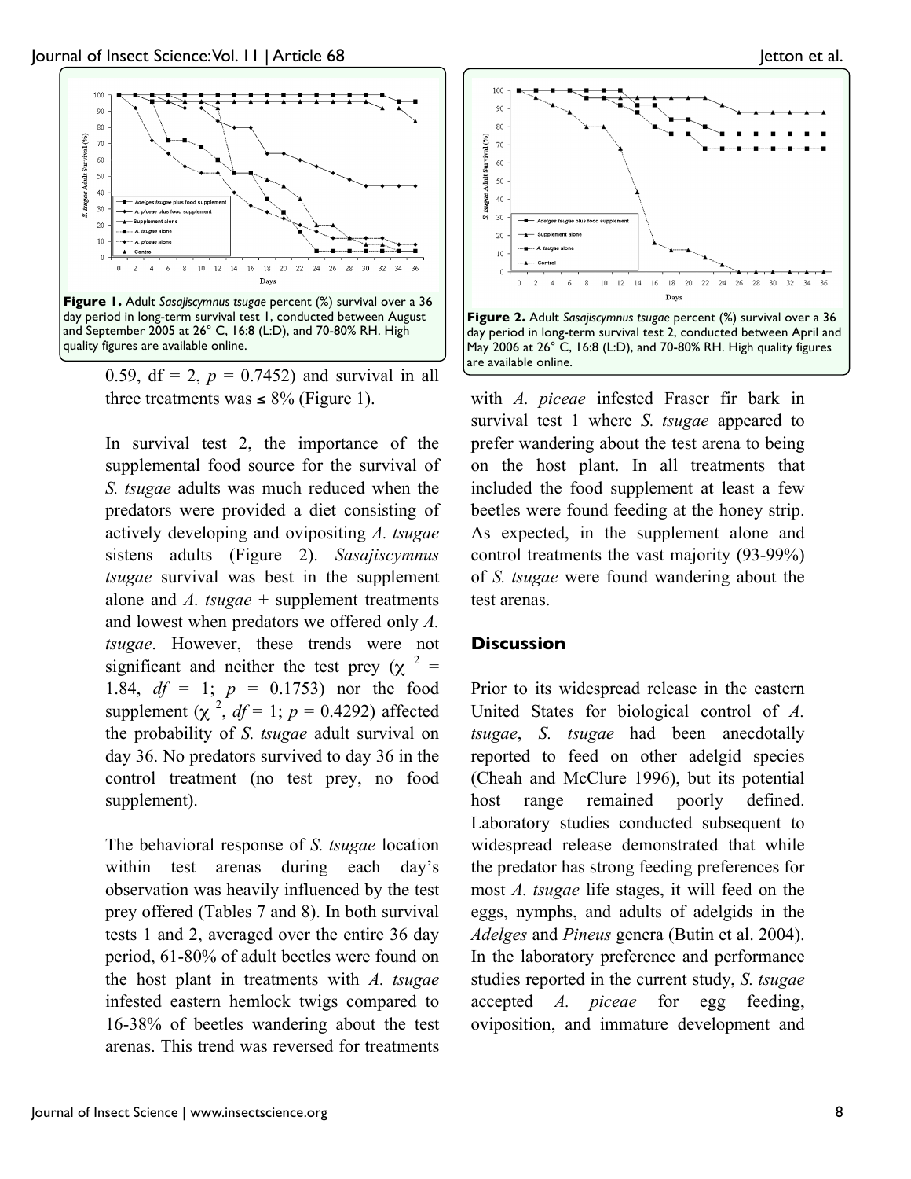**Figure 1.** Adult *Sasajiscymnus tsugae* percent (%) survival over a 36 day period in long-term survival test 1, conducted between August and September 2005 at 26° C, 16:8 (L:D), and 70-80% RH. High quality figures are available online.

**Figure 2.** Adult *Sasajiscymnus tsugae* percent (%) survival over a 36 day period in long-term survival test 2, conducted between April and May 2006 at 26° C, 16:8 (L:D), and 70-80% RH. High quality figures are available online.

0.59, df = 2, $p = 0.7452$) and survival in all three treatments was ≤ 8% (Figure 1).

In survival test 2, the importance of the supplemental food source for the survival of *S. tsugae* adults was much reduced when the predators were provided a diet consisting of actively developing and ovipositing *A. tsugae* sistens adults (Figure 2). *Sasajiscymnus tsugae* survival was best in the supplement alone and *A. tsugae* + supplement treatments and lowest when predators we offered only *A. tsugae*. However, these trends were not significant and neither the test prey ($\chi^2 = 1.84$, $df = 1$; $p = 0.1753$) nor the food supplement ($\chi^2$, $df = 1$; $p = 0.4292$) affected the probability of *S. tsugae* adult survival on day 36. No predators survived to day 36 in the control treatment (no test prey, no food supplement).

The behavioral response of *S. tsugae* location within test arenas during each day's observation was heavily influenced by the test prey offered (Tables 7 and 8). In both survival tests 1 and 2, averaged over the entire 36 day period, 61-80% of adult beetles were found on the host plant in treatments with *A. tsugae* infested eastern hemlock twigs compared to 16-38% of beetles wandering about the test arenas. This trend was reversed for treatments with *A. piceae* infested Fraser fir bark in survival test 1 where *S. tsugae* appeared to prefer wandering about the test arena to being on the host plant. In all treatments that included the food supplement at least a few beetles were found feeding at the honey strip. As expected, in the supplement alone and control treatments the vast majority (93-99%) of *S. tsugae* were found wandering about the test arenas.

## Discussion

Prior to its widespread release in the eastern United States for biological control of *A. tsugae*, *S. tsugae* had been anecdotally reported to feed on other adelgid species (Cheah and McClure 1996), but its potential host range remained poorly defined. Laboratory studies conducted subsequent to widespread release demonstrated that while the predator has strong feeding preferences for most *A. tsugae* life stages, it will feed on the eggs, nymphs, and adults of adelgids in the *Adelges* and *Pineus* genera (Butin et al. 2004). In the laboratory preference and performance studies reported in the current study, *S. tsugae* accepted *A. piceae* for egg feeding, oviposition, and immature development and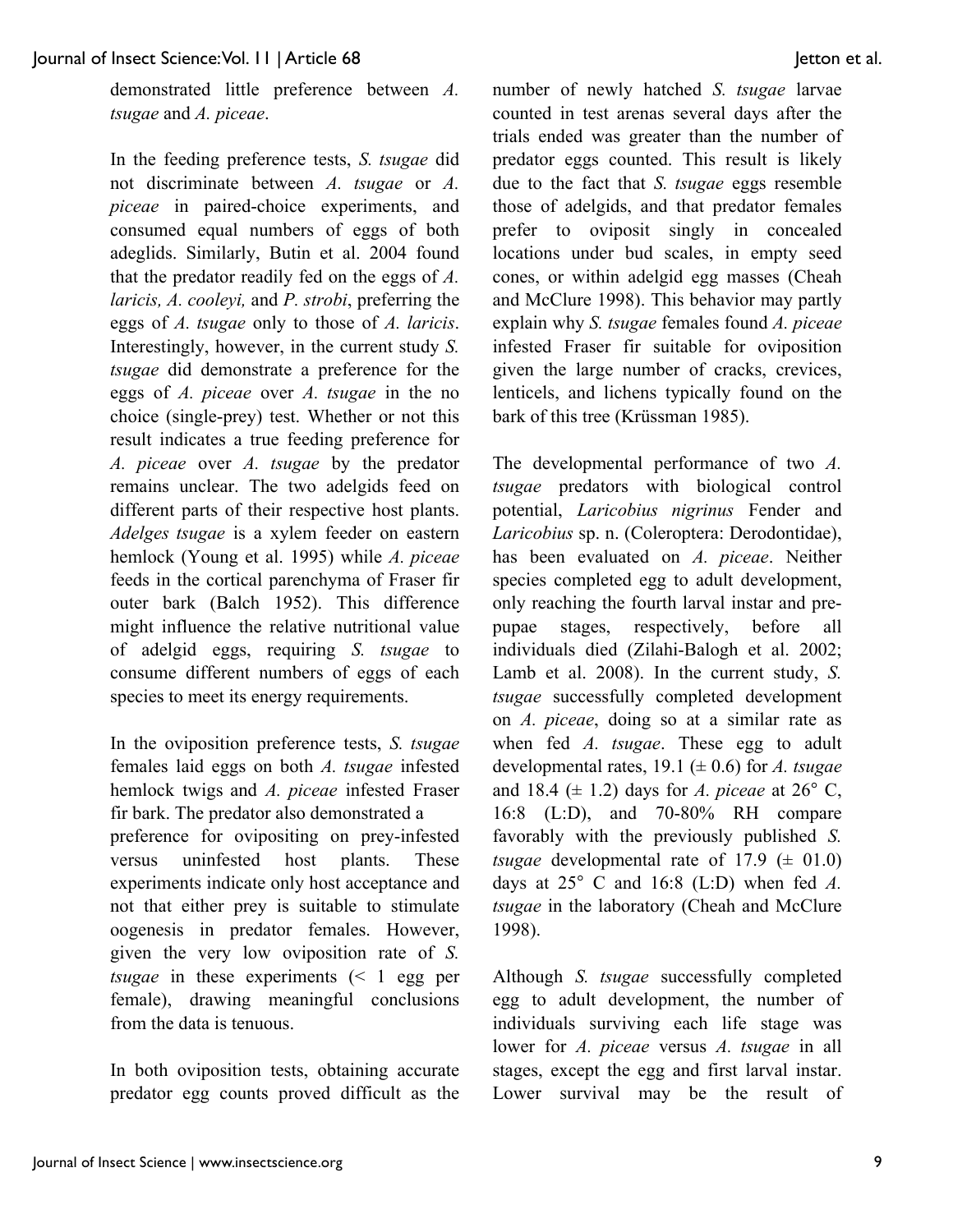demonstrated little preference between *A. tsugae* and *A. piceae*.

In the feeding preference tests, *S. tsugae* did not discriminate between *A. tsugae* or *A. piceae* in paired-choice experiments, and consumed equal numbers of eggs of both adeglids. Similarly, Butin et al. 2004 found that the predator readily fed on the eggs of *A. laricis, A. cooleyi,* and *P. strobi*, preferring the eggs of *A. tsugae* only to those of *A. laricis*. Interestingly, however, in the current study *S. tsugae* did demonstrate a preference for the eggs of *A. piceae* over *A. tsugae* in the no choice (single-prey) test. Whether or not this result indicates a true feeding preference for *A. piceae* over *A. tsugae* by the predator remains unclear. The two adelgids feed on different parts of their respective host plants. *Adelges tsugae* is a xylem feeder on eastern hemlock (Young et al. 1995) while *A. piceae* feeds in the cortical parenchyma of Fraser fir outer bark (Balch 1952). This difference might influence the relative nutritional value of adelgid eggs, requiring *S. tsugae* to consume different numbers of eggs of each species to meet its energy requirements.

In the oviposition preference tests, *S. tsugae* females laid eggs on both *A. tsugae* infested hemlock twigs and *A. piceae* infested Fraser fir bark. The predator also demonstrated a preference for ovipositing on prey-infested versus uninfested host plants. These experiments indicate only host acceptance and not that either prey is suitable to stimulate oogenesis in predator females. However, given the very low oviposition rate of *S. tsugae* in these experiments (< 1 egg per female), drawing meaningful conclusions from the data is tenuous.

In both oviposition tests, obtaining accurate predator egg counts proved difficult as the number of newly hatched *S. tsugae* larvae counted in test arenas several days after the trials ended was greater than the number of predator eggs counted. This result is likely due to the fact that *S. tsugae* eggs resemble those of adelgids, and that predator females prefer to oviposit singly in concealed locations under bud scales, in empty seed cones, or within adelgid egg masses (Cheah and McClure 1998). This behavior may partly explain why *S. tsugae* females found *A. piceae* infested Fraser fir suitable for oviposition given the large number of cracks, crevices, lenticels, and lichens typically found on the bark of this tree (Krüssman 1985).

The developmental performance of two *A. tsugae* predators with biological control potential, *Laricobius nigrinus* Fender and *Laricobius* sp. n. (Coleoptera: Derodontidae), has been evaluated on *A. piceae*. Neither species completed egg to adult development, only reaching the fourth larval instar and pre-pupae stages, respectively, before all individuals died (Zilahi-Balogh et al. 2002; Lamb et al. 2008). In the current study, *S. tsugae* successfully completed development on *A. piceae*, doing so at a similar rate as when fed *A. tsugae*. These egg to adult developmental rates, 19.1 (± 0.6) for *A. tsugae* and 18.4 (± 1.2) days for *A. piceae* at 26° C, 16:8 (L:D), and 70-80% RH compare favorably with the previously published *S. tsugae* developmental rate of 17.9 (± 01.0) days at 25° C and 16:8 (L:D) when fed *A. tsugae* in the laboratory (Cheah and McClure 1998).

Although *S. tsugae* successfully completed egg to adult development, the number of individuals surviving each life stage was lower for *A. piceae* versus *A. tsugae* in all stages, except the egg and first larval instar. Lower survival may be the result of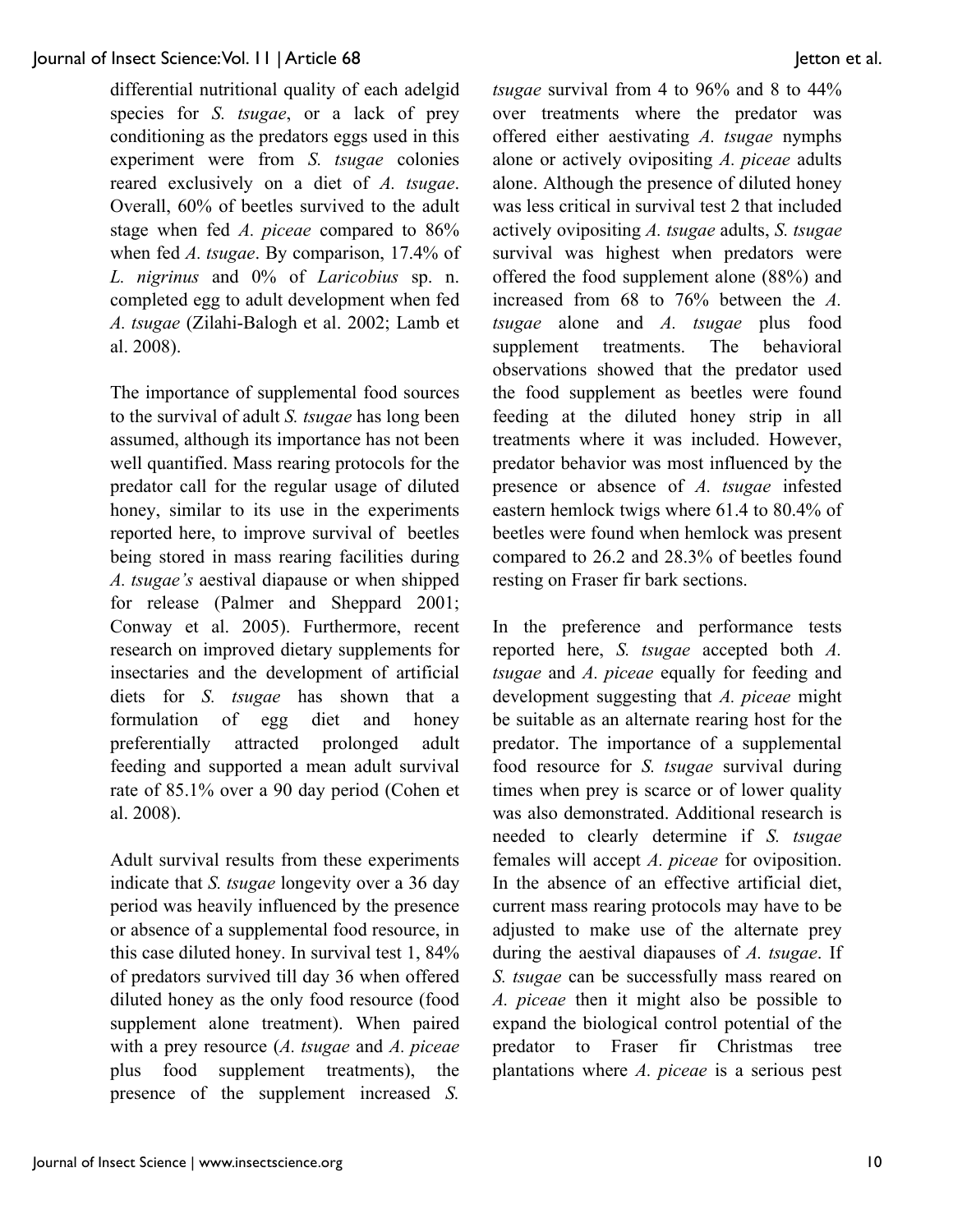differential nutritional quality of each adelgid species for *S. tsugae*, or a lack of prey conditioning as the predators eggs used in this experiment were from *S. tsugae* colonies reared exclusively on a diet of *A. tsugae*. Overall, 60% of beetles survived to the adult stage when fed *A. piceae* compared to 86% when fed *A. tsugae*. By comparison, 17.4% of *L. nigrinus* and 0% of *Laricobius* sp. n. completed egg to adult development when fed *A. tsugae* (Zilahi-Balogh et al. 2002; Lamb et al. 2008).

The importance of supplemental food sources to the survival of adult *S. tsugae* has long been assumed, although its importance has not been well quantified. Mass rearing protocols for the predator call for the regular usage of diluted honey, similar to its use in the experiments reported here, to improve survival of beetles being stored in mass rearing facilities during *A. tsugae's* aestival diapause or when shipped for release (Palmer and Sheppard 2001; Conway et al. 2005). Furthermore, recent research on improved dietary supplements for insectaries and the development of artificial diets for *S. tsugae* has shown that a formulation of egg diet and honey preferentially attracted prolonged adult feeding and supported a mean adult survival rate of 85.1% over a 90 day period (Cohen et al. 2008).

Adult survival results from these experiments indicate that *S. tsugae* longevity over a 36 day period was heavily influenced by the presence or absence of a supplemental food resource, in this case diluted honey. In survival test 1, 84% of predators survived till day 36 when offered diluted honey as the only food resource (food supplement alone treatment). When paired with a prey resource (*A. tsugae* and *A. piceae* plus food supplement treatments), the presence of the supplement increased *S. tsugae* survival from 4 to 96% and 8 to 44% over treatments where the predator was offered either aestivating *A. tsugae* nymphs alone or actively ovipositing *A. piceae* adults alone. Although the presence of diluted honey was less critical in survival test 2 that included actively ovipositing *A. tsugae* adults, *S. tsugae* survival was highest when predators were offered the food supplement alone (88%) and increased from 68 to 76% between the *A. tsugae* alone and *A. tsugae* plus food supplement treatments. The behavioral observations showed that the predator used the food supplement as beetles were found feeding at the diluted honey strip in all treatments where it was included. However, predator behavior was most influenced by the presence or absence of *A. tsugae* infested eastern hemlock twigs where 61.4 to 80.4% of beetles were found when hemlock was present compared to 26.2 and 28.3% of beetles found resting on Fraser fir bark sections.

In the preference and performance tests reported here, *S. tsugae* accepted both *A. tsugae* and *A. piceae* equally for feeding and development suggesting that *A. piceae* might be suitable as an alternate rearing host for the predator. The importance of a supplemental food resource for *S. tsugae* survival during times when prey is scarce or of lower quality was also demonstrated. Additional research is needed to clearly determine if *S. tsugae* females will accept *A. piceae* for oviposition. In the absence of an effective artificial diet, current mass rearing protocols may have to be adjusted to make use of the alternate prey during the aestival diapauses of *A. tsugae*. If *S. tsugae* can be successfully mass reared on *A. piceae* then it might also be possible to expand the biological control potential of the predator to Fraser fir Christmas tree plantations where *A. piceae* is a serious pest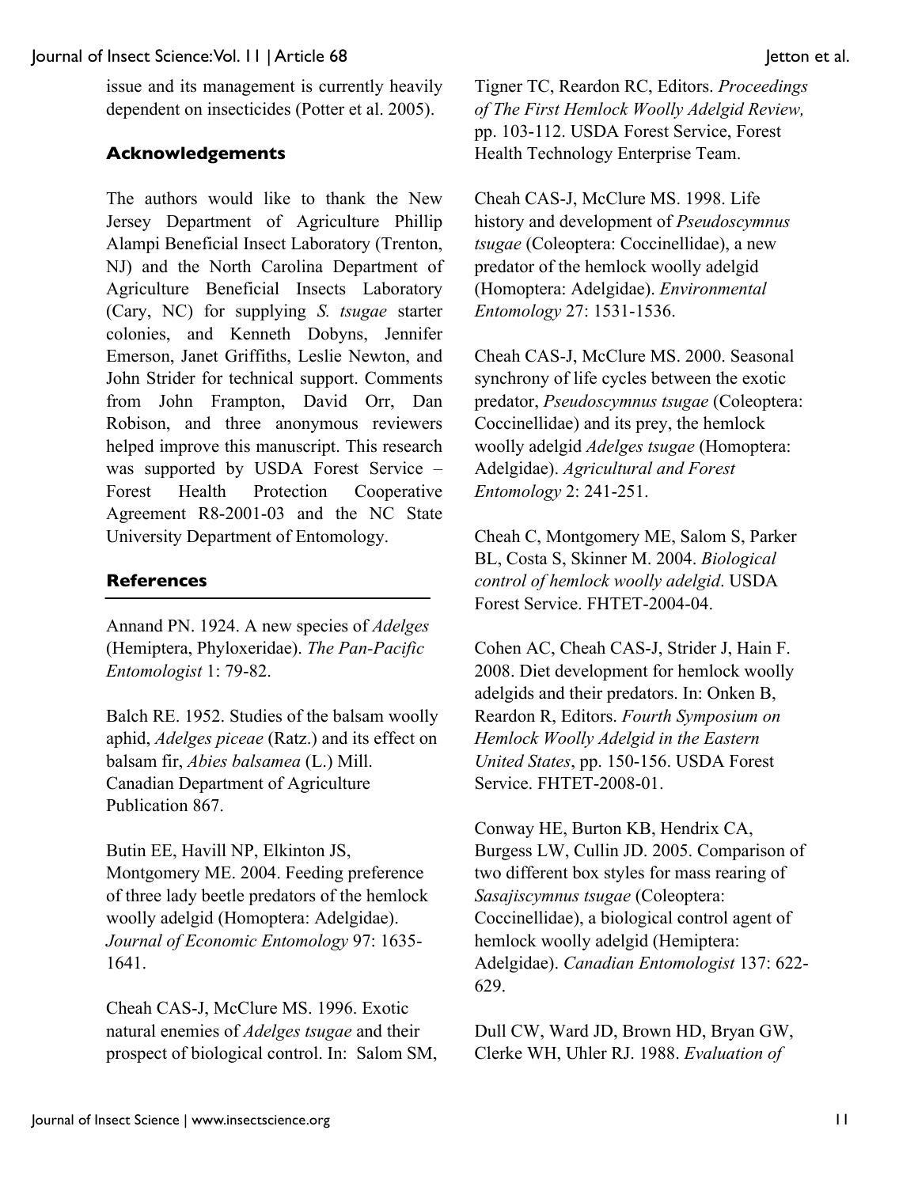issue and its management is currently heavily dependent on insecticides (Potter et al. 2005).

## Acknowledgements

The authors would like to thank the New Jersey Department of Agriculture Phillip Alampi Beneficial Insect Laboratory (Trenton, NJ) and the North Carolina Department of Agriculture Beneficial Insects Laboratory (Cary, NC) for supplying *S. tsugae* starter colonies, and Kenneth Dobyns, Jennifer Emerson, Janet Griffiths, Leslie Newton, and John Strider for technical support. Comments from John Frampton, David Orr, Dan Robison, and three anonymous reviewers helped improve this manuscript. This research was supported by USDA Forest Service – Forest Health Protection Cooperative Agreement R8-2001-03 and the NC State University Department of Entomology.

## References

Annand PN. 1924. A new species of *Adelges* (Hemiptera, Phyloxeridae). *The Pan-Pacific Entomologist* 1: 79-82.

Balch RE. 1952. Studies of the balsam woolly aphid, *Adelges piceae* (Ratz.) and its effect on balsam fir, *Abies balsamea* (L.) Mill. Canadian Department of Agriculture Publication 867.

Butin EE, Havill NP, Elkinton JS, Montgomery ME. 2004. Feeding preference of three lady beetle predators of the hemlock woolly adelgid (Homoptera: Adelgidae). *Journal of Economic Entomology* 97: 1635-1641.

Cheah CAS-J, McClure MS. 1996. Exotic natural enemies of *Adelges tsugae* and their prospect of biological control. In: Salom SM, Tigner TC, Reardon RC, Editors. *Proceedings of The First Hemlock Woolly Adelgid Review,* pp. 103-112. USDA Forest Service, Forest Health Technology Enterprise Team.

Cheah CAS-J, McClure MS. 1998. Life history and development of *Pseudoscymnus tsugae* (Coleoptera: Coccinellidae), a new predator of the hemlock woolly adelgid (Homoptera: Adelgidae). *Environmental Entomology* 27: 1531-1536.

Cheah CAS-J, McClure MS. 2000. Seasonal synchrony of life cycles between the exotic predator, *Pseudoscymnus tsugae* (Coleoptera: Coccinellidae) and its prey, the hemlock woolly adelgid *Adelges tsugae* (Homoptera: Adelgidae). *Agricultural and Forest Entomology* 2: 241-251.

Cheah C, Montgomery ME, Salom S, Parker BL, Costa S, Skinner M. 2004. *Biological control of hemlock woolly adelgid*. USDA Forest Service. FHTET-2004-04.

Cohen AC, Cheah CAS-J, Strider J, Hain F. 2008. Diet development for hemlock woolly adelgids and their predators. In: Onken B, Reardon R, Editors. *Fourth Symposium on Hemlock Woolly Adelgid in the Eastern United States*, pp. 150-156. USDA Forest Service. FHTET-2008-01.

Conway HE, Burton KB, Hendrix CA, Burgess LW, Cullin JD. 2005. Comparison of two different box styles for mass rearing of *Sasajiscymnus tsugae* (Coleoptera: Coccinellidae), a biological control agent of hemlock woolly adelgid (Hemiptera: Adelgidae). *Canadian Entomologist* 137: 622-629.

Dull CW, Ward JD, Brown HD, Bryan GW, Clerke WH, Uhler RJ. 1988. *Evaluation of*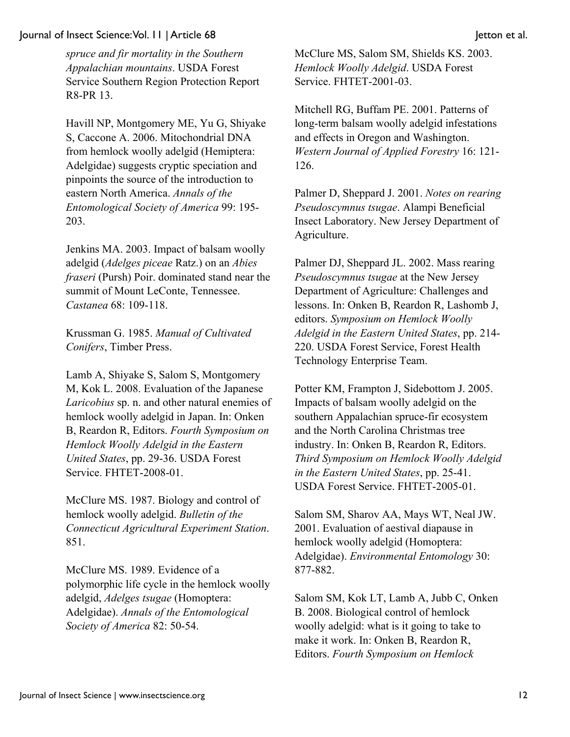*spruce and fir mortality in the Southern Appalachian mountains*. USDA Forest Service Southern Region Protection Report R8-PR 13.

Havill NP, Montgomery ME, Yu G, Shiyake S, Caccone A. 2006. Mitochondrial DNA from hemlock woolly adelgid (Hemiptera: Adelgidae) suggests cryptic speciation and pinpoints the source of the introduction to eastern North America. *Annals of the Entomological Society of America* 99: 195-203.

Jenkins MA. 2003. Impact of balsam woolly adelgid (*Adelges piceae* Ratz.) on an *Abies fraseri* (Pursh) Poir. dominated stand near the summit of Mount LeConte, Tennessee. *Castanea* 68: 109-118.

Krussman G. 1985. *Manual of Cultivated Conifers*, Timber Press.

Lamb A, Shiyake S, Salom S, Montgomery M, Kok L. 2008. Evaluation of the Japanese *Laricobius* sp. n. and other natural enemies of hemlock woolly adelgid in Japan. In: Onken B, Reardon R, Editors. *Fourth Symposium on Hemlock Woolly Adelgid in the Eastern United States*, pp. 29-36. USDA Forest Service. FHTET-2008-01.

McClure MS. 1987. Biology and control of hemlock woolly adelgid. *Bulletin of the Connecticut Agricultural Experiment Station*. 851.

McClure MS. 1989. Evidence of a polymorphic life cycle in the hemlock woolly adelgid, *Adelges tsugae* (Homoptera: Adelgidae). *Annals of the Entomological Society of America* 82: 50-54.

McClure MS, Salom SM, Shields KS. 2003. *Hemlock Woolly Adelgid*. USDA Forest Service. FHTET-2001-03.

Mitchell RG, Buffam PE. 2001. Patterns of long-term balsam woolly adelgid infestations and effects in Oregon and Washington. *Western Journal of Applied Forestry* 16: 121-126.

Palmer D, Sheppard J. 2001. *Notes on rearing Pseudoscymnus tsugae*. Alampi Beneficial Insect Laboratory. New Jersey Department of Agriculture.

Palmer DJ, Sheppard JL. 2002. Mass rearing *Pseudoscymnus tsugae* at the New Jersey Department of Agriculture: Challenges and lessons. In: Onken B, Reardon R, Lashomb J, editors. *Symposium on Hemlock Woolly Adelgid in the Eastern United States*, pp. 214-220. USDA Forest Service, Forest Health Technology Enterprise Team.

Potter KM, Frampton J, Sidebottom J. 2005. Impacts of balsam woolly adelgid on the southern Appalachian spruce-fir ecosystem and the North Carolina Christmas tree industry. In: Onken B, Reardon R, Editors. *Third Symposium on Hemlock Woolly Adelgid in the Eastern United States*, pp. 25-41. USDA Forest Service. FHTET-2005-01.

Salom SM, Sharov AA, Mays WT, Neal JW. 2001. Evaluation of aestival diapause in hemlock woolly adelgid (Homoptera: Adelgidae). *Environmental Entomology* 30: 877-882.

Salom SM, Kok LT, Lamb A, Jubb C, Onken B. 2008. Biological control of hemlock woolly adelgid: what is it going to take to make it work. In: Onken B, Reardon R, Editors. *Fourth Symposium on Hemlock*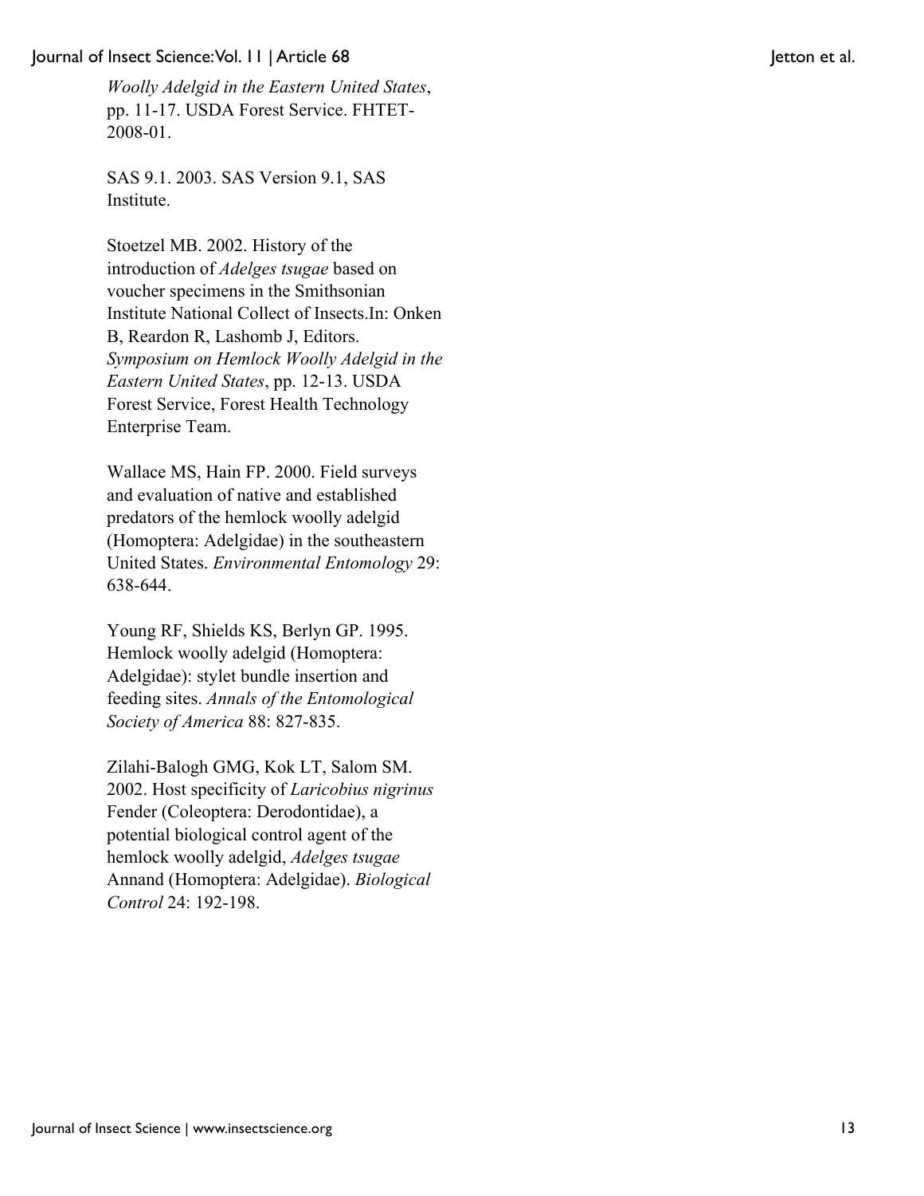*Woolly Adelgid in the Eastern United States*, pp. 11-17. USDA Forest Service. FHTET-2008-01.

SAS 9.1. 2003. SAS Version 9.1, SAS Institute.

Stoetzel MB. 2002. History of the introduction of *Adelges tsugae* based on voucher specimens in the Smithsonian Institute National Collect of Insects.In: Onken B, Reardon R, Lashomb J, Editors. *Symposium on Hemlock Woolly Adelgid in the Eastern United States*, pp. 12-13. USDA Forest Service, Forest Health Technology Enterprise Team.

Wallace MS, Hain FP. 2000. Field surveys and evaluation of native and established predators of the hemlock woolly adelgid (Homoptera: Adelgidae) in the southeastern United States. *Environmental Entomology* 29: 638-644.

Young RF, Shields KS, Berlyn GP. 1995. Hemlock woolly adelgid (Homoptera: Adelgidae): stylet bundle insertion and feeding sites. *Annals of the Entomological Society of America* 88: 827-835.

Zilahi-Balogh GMG, Kok LT, Salom SM. 2002. Host specificity of *Laricobius nigrinus* Fender (Coleoptera: Derodontidae), a potential biological control agent of the hemlock woolly adelgid, *Adelges tsugae* Annand (Homoptera: Adelgidae). *Biological Control* 24: 192-198.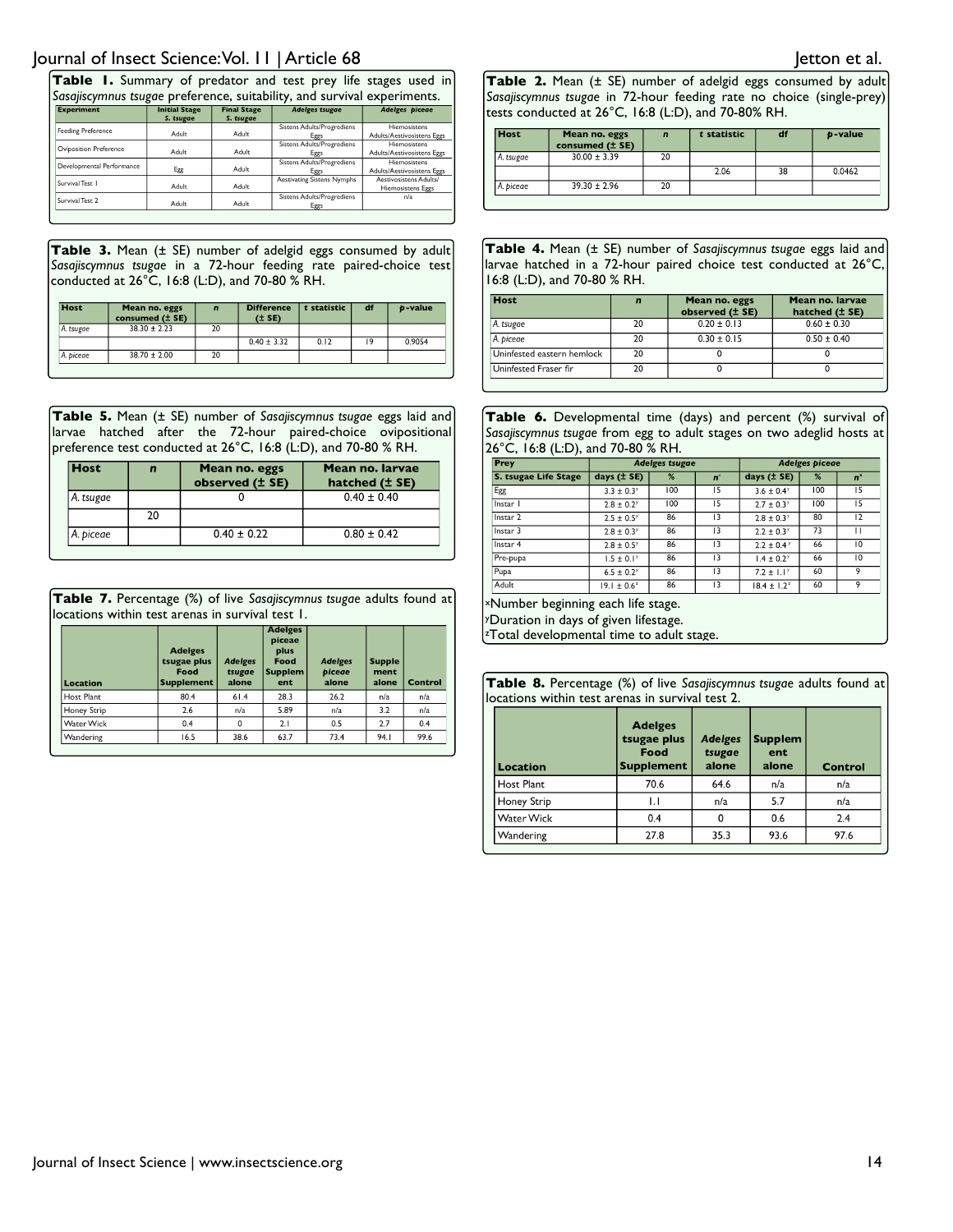**Table 1.** Summary of predator and test prey life stages used in *Sasajiscymnus tsugae* preference, suitability, and survival experiments.

| Experiment | Initial Stage *S. tsugae* | Final Stage *S. tsugae* | *Adelges tsugae* | *Adelges piceae* |
|---|---|---|---|---|
| Feeding Preference | Adult | Adult | Sistens Adults/Progrediens Eggs | Hiemosistens Adults/Aestivosistens Eggs |
| Oviposition Preference | Adult | Adult | Sistens Adults/Progrediens Eggs | Hiemosistens Adults/Aestivosistens Eggs |
| Developmental Performance | Egg | Adult | Sistens Adults/Progrediens Eggs | Hiemosistens Adults/Aestivosistens Eggs |
| Survival Test 1 | Adult | Adult | Aestivating Sistens Nymphs | Aestivosistens Adults/ Hiemosistens Eggs |
| Survival Test 2 | Adult | Adult | Sistens Adults/Progrediens Eggs | n/a |

**Table 2.** Mean (± SE) number of adelgid eggs consumed by adult *Sasajiscymnus tsugae* in 72-hour feeding rate no choice (single-prey) tests conducted at 26°C, 16:8 (L:D), and 70-80% RH.

| Host | Mean no. eggs consumed (± SE) | *n* | *t* statistic | df | *p*-value |
|---|---|---|---|---|---|
| *A. tsugae* | 30.00 ± 3.39 | 20 | | | |
| | | | 2.06 | 38 | 0.0462 |
| *A. piceae* | 39.30 ± 2.96 | 20 | | | |

**Table 3.** Mean (± SE) number of adelgid eggs consumed by adult *Sasajiscymnus tsugae* in a 72-hour feeding rate paired-choice test conducted at 26°C, 16:8 (L:D), and 70-80 % RH.

| Host | Mean no. eggs consumed (± SE) | *n* | Difference (± SE) | *t* statistic | df | *p*-value |
|---|---|---|---|---|---|---|
| *A. tsugae* | 38.30 ± 2.23 | 20 | | | | |
| | | | 0.40 ± 3.32 | 0.12 | 19 | 0.9054 |
| *A. piceae* | 38.70 ± 2.00 | 20 | | | | |

**Table 4.** Mean (± SE) number of *Sasajiscymnus tsugae* eggs laid and larvae hatched in a 72-hour paired choice test conducted at 26°C, 16:8 (L:D), and 70-80 % RH.

| Host | *n* | Mean no. eggs observed (± SE) | Mean no. larvae hatched (± SE) |
|---|---|---|---|
| *A. tsugae* | 20 | 0.20 ± 0.13 | 0.60 ± 0.30 |
| *A. piceae* | 20 | 0.30 ± 0.15 | 0.50 ± 0.40 |
| Uninfested eastern hemlock | 20 | 0 | 0 |
| Uninfested Fraser fir | 20 | 0 | 0 |

**Table 5.** Mean (± SE) number of *Sasajiscymnus tsugae* eggs laid and larvae hatched after the 72-hour paired-choice ovipositional preference test conducted at 26°C, 16:8 (L:D), and 70-80 % RH.

| Host | *n* | Mean no. eggs observed (± SE) | Mean no. larvae hatched (± SE) |
|---|---|---|---|
| *A. tsugae* | | 0 | 0.40 ± 0.40 |
| | 20 | | |
| *A. piceae* | | 0.40 ± 0.22 | 0.80 ± 0.42 |

**Table 6.** Developmental time (days) and percent (%) survival of *Sasajiscymnus tsugae* from egg to adult stages on two adeglid hosts at 26°C, 16:8 (L:D), and 70-80 % RH.

| Prey | *Adelges tsugae* | | | *Adelges piceae* | | |
|---|---|---|---|---|---|---|
| S. tsugae Life Stage | days (± SE) | % | $n^x$ | days (± SE) | % | $n^x$ |
| Egg | 3.3 ± 0.3[y] | 100 | 15 | 3.6 ± 0.4[y] | 100 | 15 |
| Instar 1 | 2.8 ± 0.2[y] | 100 | 15 | 2.7 ± 0.3[y] | 100 | 15 |
| Instar 2 | 2.5 ± 0.5[y] | 86 | 13 | 2.8 ± 0.3[y] | 80 | 12 |
| Instar 3 | 2.8 ± 0.3[y] | 86 | 13 | 2.2 ± 0.3[y] | 73 | 11 |
| Instar 4 | 2.8 ± 0.5[y] | 86 | 13 | 2.2 ± 0.4[y] | 66 | 10 |
| Pre-pupa | 1.5 ± 0.1[y] | 86 | 13 | 1.4 ± 0.2[y] | 66 | 10 |
| Pupa | 6.5 ± 0.2[y] | 86 | 13 | 7.2 ± 1.1[y] | 60 | 9 |
| Adult | 19.1 ± 0.6[z] | 86 | 13 | 18.4 ± 1.2[z] | 60 | 9 |

[x]Number beginning each life stage.
[y]Duration in days of given lifestage.
[z]Total developmental time to adult stage.

**Table 7.** Percentage (%) of live *Sasajiscymnus tsugae* adults found at locations within test arenas in survival test 1.

| Location | *Adelges tsugae* plus Food Supplement | *Adelges tsugae* alone | *Adelges piceae* plus Food Supplement | *Adelges piceae* alone | Supplement alone | Control |
|---|---|---|---|---|---|---|
| Host Plant | 80.4 | 61.4 | 28.3 | 26.2 | n/a | n/a |
| Honey Strip | 2.6 | n/a | 5.89 | n/a | 3.2 | n/a |
| Water Wick | 0.4 | 0 | 2.1 | 0.5 | 2.7 | 0.4 |
| Wandering | 16.5 | 38.6 | 63.7 | 73.4 | 94.1 | 99.6 |

**Table 8.** Percentage (%) of live *Sasajiscymnus tsugae* adults found at locations within test arenas in survival test 2.

| Location | *Adelges tsugae* plus Food Supplement | *Adelges tsugae* alone | Supplement alone | Control |
|---|---|---|---|---|
| Host Plant | 70.6 | 64.6 | n/a | n/a |
| Honey Strip | 1.1 | n/a | 5.7 | n/a |
| Water Wick | 0.4 | 0 | 0.6 | 2.4 |
| Wandering | 27.8 | 35.3 | 93.6 | 97.6 |